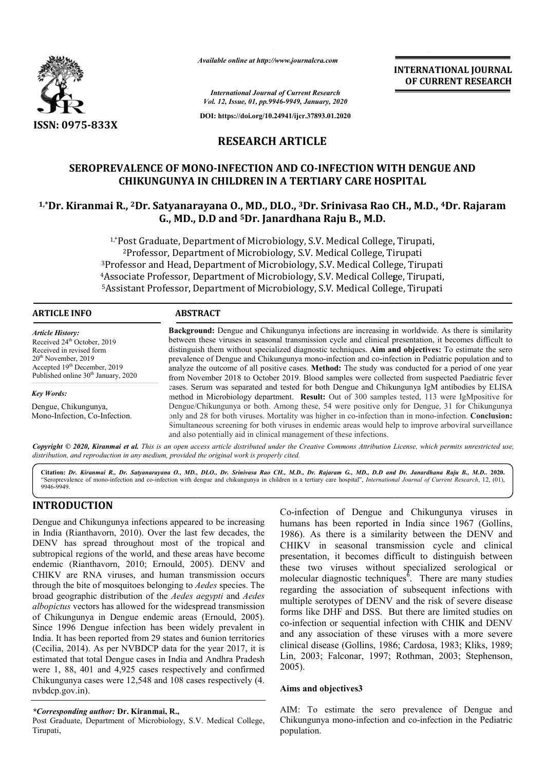# RESEARCH ARTICLE

## SEROPREVALENCE OF MONO-INFECTION AND CO-INFECTION WITH DENGUE AND CHIKUNGUNYA IN CHILDREN IN A TERTIARY CARE HOSPITAL

[1,*]Dr. Kiranmai R., [2]Dr. Satyanarayana O., MD., DLO., [3]Dr. Srinivasa Rao CH., M.D., [4]Dr. Rajaram G., MD., D.D and [5]Dr. Janardhana Raju B., M.D.

[1,*]Post Graduate, Department of Microbiology, S.V. Medical College, Tirupati,
[2]Professor, Department of Microbiology, S.V. Medical College, Tirupati
[3]Professor and Head, Department of Microbiology, S.V. Medical College, Tirupati
[4]Associate Professor, Department of Microbiology, S.V. Medical College, Tirupati,
[5]Assistant Professor, Department of Microbiology, S.V. Medical College, Tirupati

### ARTICLE INFO

*Article History:*
Received 24th October, 2019
Received in revised form 20th November, 2019
Accepted 19th December, 2019
Published online 30th January, 2020

*Key Words:*
Dengue, Chikungunya, Mono-Infection, Co-Infection.

### ABSTRACT

**Background:** Dengue and Chikungunya infections are increasing in worldwide. As there is similarity between these viruses in seasonal transmission cycle and clinical presentation, it becomes difficult to distinguish them without specialized diagnostic techniques. **Aim and objectives:** To estimate the sero prevalence of Dengue and Chikungunya mono-infection and co-infection in Pediatric population and to analyze the outcome of all positive cases. **Method:** The study was conducted for a period of one year from November 2018 to October 2019. Blood samples were collected from suspected Paediatric fever cases. Serum was separated and tested for both Dengue and Chikungunya IgM antibodies by ELISA method in Microbiology department. **Result:** Out of 300 samples tested, 113 were IgMpositive for Dengue/Chikungunya or both. Among these, 54 were positive only for Dengue, 31 for Chikungunya only and 28 for both viruses. Mortality was higher in co-infection than in mono-infection. **Conclusion:** Simultaneous screening for both viruses in endemic areas would help to improve arboviral surveillance and also potentially aid in clinical management of these infections.

*Copyright © 2020, Kiranmai et al. This is an open access article distributed under the Creative Commons Attribution License, which permits unrestricted use, distribution, and reproduction in any medium, provided the original work is properly cited.*

**Citation:** *Dr. Kiranmai R., Dr. Satyanarayana O., MD., DLO., Dr. Srinivasa Rao CH., M.D., Dr. Rajaram G., MD., D.D and Dr. Janardhana Raju B., M.D..* **2020.** "Seroprevalence of mono-infection and co-infection with dengue and chikungunya in children in a tertiary care hospital", *International Journal of Current Research*, 12, (01), 9946-9949.

## INTRODUCTION

Dengue and Chikungunya infections appeared to be increasing in India (Rianthavorn, 2010). Over the last few decades, the DENV has spread throughout most of the tropical and subtropical regions of the world, and these areas have become endemic (Rianthavorn, 2010; Ernould, 2005). DENV and CHIKV are RNA viruses, and human transmission occurs through the bite of mosquitoes belonging to *Aedes* species. The broad geographic distribution of the *Aedes aegypti* and *Aedes albopictus* vectors has allowed for the widespread transmission of Chikungunya in Dengue endemic areas (Ernould, 2005). Since 1996 Dengue infection has been widely prevalent in India. It has been reported from 29 states and 6union territories (Cecilia, 2014). As per NVBDCP data for the year 2017, it is estimated that total Dengue cases in India and Andhra Pradesh were 1, 88, 401 and 4,925 cases respectively and confirmed Chikungunya cases were 12,548 and 108 cases respectively (4. nvbdcp.gov.in).

Co-infection of Dengue and Chikungunya viruses in humans has been reported in India since 1967 (Gollins, 1986). As there is a similarity between the DENV and CHIKV in seasonal transmission cycle and clinical presentation, it becomes difficult to distinguish between these two viruses without specialized serological or molecular diagnostic techniques[6]. There are many studies regarding the association of subsequent infections with multiple serotypes of DENV and the risk of severe disease forms like DHF and DSS. But there are limited studies on co-infection or sequential infection with CHIK and DENV and any association of these viruses with a more severe clinical disease (Gollins, 1986; Cardosa, 1983; Kliks, 1989; Lin, 2003; Falconar, 1997; Rothman, 2003; Stephenson, 2005).

### Aims and objectives3

AIM: To estimate the sero prevalence of Dengue and Chikungunya mono-infection and co-infection in the Pediatric population.

*\*Corresponding author:* **Dr. Kiranmai, R.,**
Post Graduate, Department of Microbiology, S.V. Medical College, Tirupati,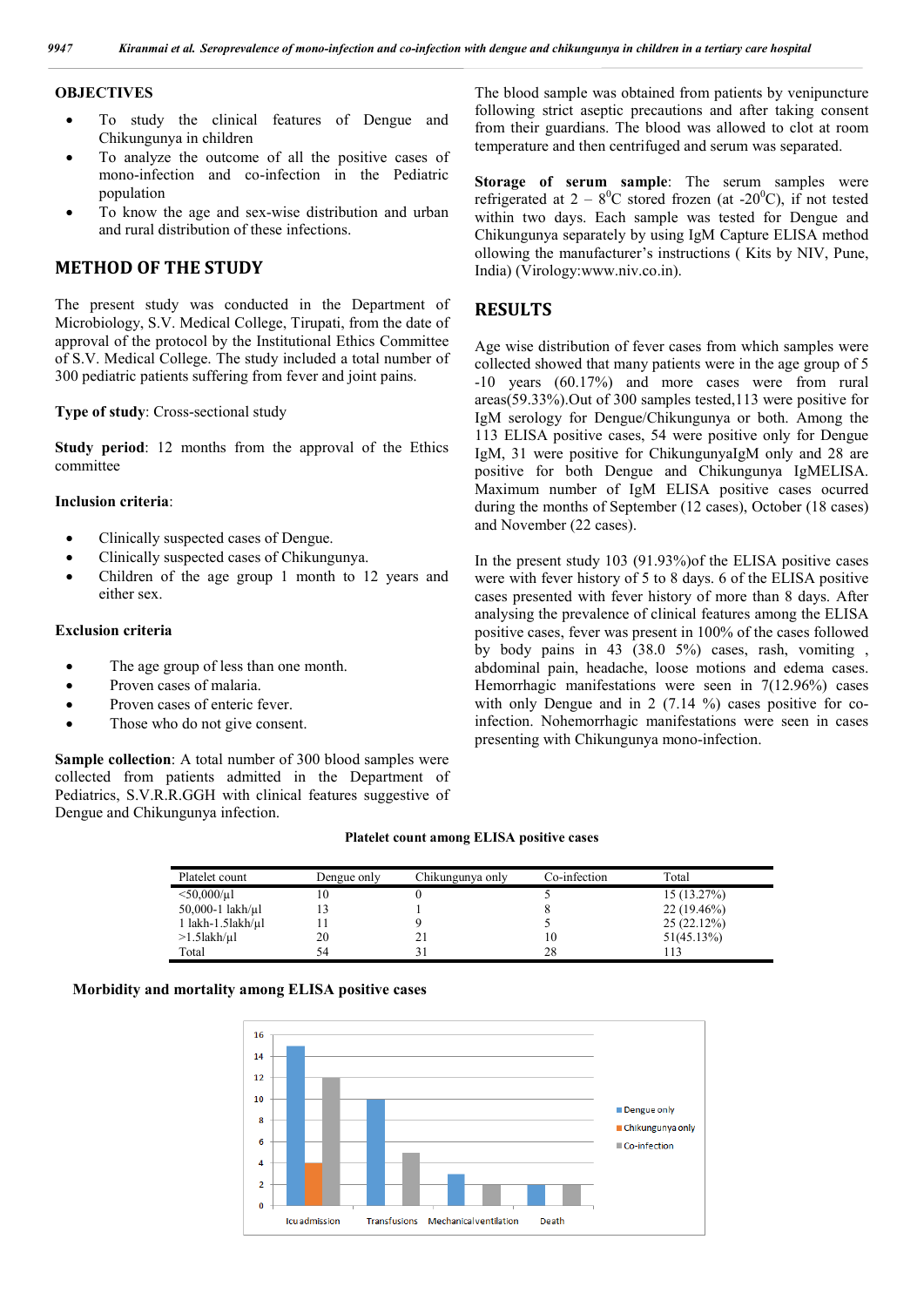## OBJECTIVES

- To study the clinical features of Dengue and Chikungunya in children
- To analyze the outcome of all the positive cases of mono-infection and co-infection in the Pediatric population
- To know the age and sex-wise distribution and urban and rural distribution of these infections.

## METHOD OF THE STUDY

The present study was conducted in the Department of Microbiology, S.V. Medical College, Tirupati, from the date of approval of the protocol by the Institutional Ethics Committee of S.V. Medical College. The study included a total number of 300 pediatric patients suffering from fever and joint pains.

**Type of study**: Cross-sectional study

**Study period**: 12 months from the approval of the Ethics committee

**Inclusion criteria**:

- Clinically suspected cases of Dengue.
- Clinically suspected cases of Chikungunya.
- Children of the age group 1 month to 12 years and either sex.

**Exclusion criteria**

- The age group of less than one month.
- Proven cases of malaria.
- Proven cases of enteric fever.
- Those who do not give consent.

**Sample collection**: A total number of 300 blood samples were collected from patients admitted in the Department of Pediatrics, S.V.R.R.GGH with clinical features suggestive of Dengue and Chikungunya infection.

The blood sample was obtained from patients by venipuncture following strict aseptic precautions and after taking consent from their guardians. The blood was allowed to clot at room temperature and then centrifuged and serum was separated.

**Storage of serum sample**: The serum samples were refrigerated at 2 – 8$^{0}$C stored frozen (at -20$^{0}$C), if not tested within two days. Each sample was tested for Dengue and Chikungunya separately by using IgM Capture ELISA method ollowing the manufacturer's instructions ( Kits by NIV, Pune, India) (Virology:www.niv.co.in).

## RESULTS

Age wise distribution of fever cases from which samples were collected showed that many patients were in the age group of 5 -10 years (60.17%) and more cases were from rural areas(59.33%).Out of 300 samples tested,113 were positive for IgM serology for Dengue/Chikungunya or both. Among the 113 ELISA positive cases, 54 were positive only for Dengue IgM, 31 were positive for ChikungunyaIgM only and 28 are positive for both Dengue and Chikungunya IgMELISA. Maximum number of IgM ELISA positive cases ocurred during the months of September (12 cases), October (18 cases) and November (22 cases).

In the present study 103 (91.93%)of the ELISA positive cases were with fever history of 5 to 8 days. 6 of the ELISA positive cases presented with fever history of more than 8 days. After analysing the prevalence of clinical features among the ELISA positive cases, fever was present in 100% of the cases followed by body pains in 43 (38.0 5%) cases, rash, vomiting , abdominal pain, headache, loose motions and edema cases. Hemorrhagic manifestations were seen in 7(12.96%) cases with only Dengue and in 2 (7.14 %) cases positive for co-infection. Nohemorrhagic manifestations were seen in cases presenting with Chikungunya mono-infection.

**Platelet count among ELISA positive cases**

| Platelet count | Dengue only | Chikungunya only | Co-infection | Total |
|---|---|---|---|---|
| <50,000/µl | 10 | 0 | 5 | 15 (13.27%) |
| 50,000-1 lakh/µl | 13 | 1 | 8 | 22 (19.46%) |
| 1 lakh-1.5lakh/µl | 11 | 9 | 5 | 25 (22.12%) |
| >1.5lakh/µl | 20 | 21 | 10 | 51(45.13%) |
| Total | 54 | 31 | 28 | 113 |

**Morbidity and mortality among ELISA positive cases**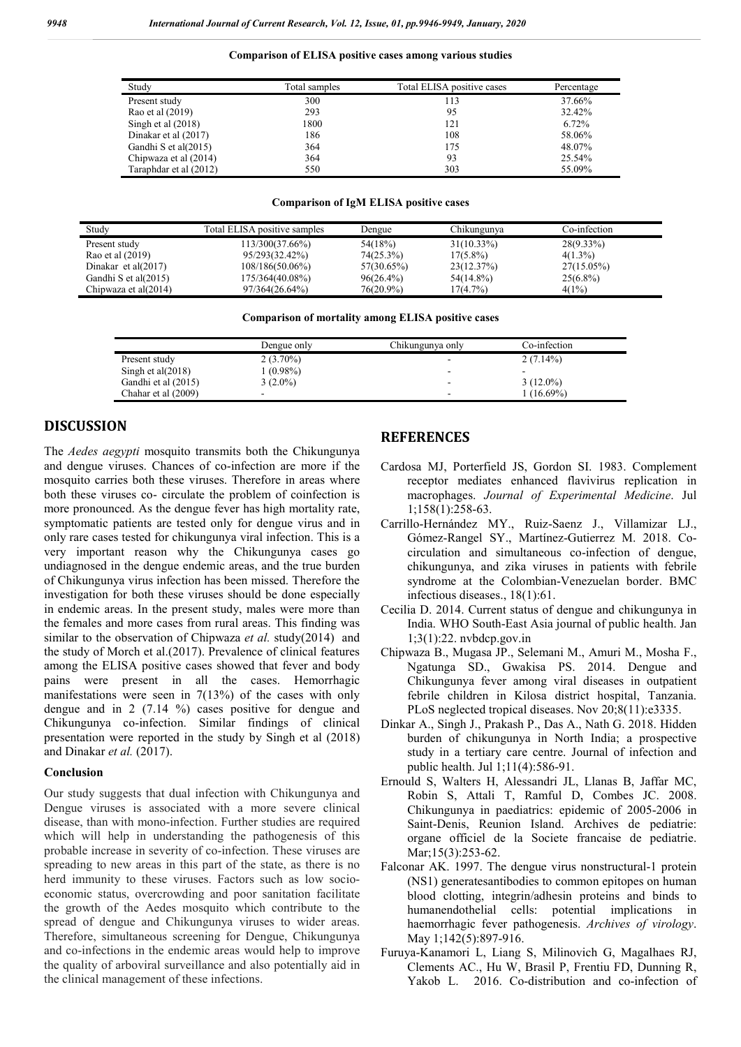**Comparison of ELISA positive cases among various studies**

| Study | Total samples | Total ELISA positive cases | Percentage |
|---|---|---|---|
| Present study | 300 | 113 | 37.66% |
| Rao et al (2019) | 293 | 95 | 32.42% |
| Singh et al (2018) | 1800 | 121 | 6.72% |
| Dinakar et al (2017) | 186 | 108 | 58.06% |
| Gandhi S et al(2015) | 364 | 175 | 48.07% |
| Chipwaza et al (2014) | 364 | 93 | 25.54% |
| Taraphdar et al (2012) | 550 | 303 | 55.09% |

**Comparison of IgM ELISA positive cases**

| Study | Total ELISA positive samples | Dengue | Chikungunya | Co-infection |
|---|---|---|---|---|
| Present study | 113/300(37.66%) | 54(18%) | 31(10.33%) | 28(9.33%) |
| Rao et al (2019) | 95/293(32.42%) | 74(25.3%) | 17(5.8%) | 4(1.3%) |
| Dinakar et al(2017) | 108/186(50.06%) | 57(30.65%) | 23(12.37%) | 27(15.05%) |
| Gandhi S et al(2015) | 175/364(40.08%) | 96(26.4%) | 54(14.8%) | 25(6.8%) |
| Chipwaza et al(2014) | 97/364(26.64%) | 76(20.9%) | 17(4.7%) | 4(1%) |

**Comparison of mortality among ELISA positive cases**

| | Dengue only | Chikungunya only | Co-infection |
|---|---|---|---|
| Present study | 2 (3.70%) | - | 2 (7.14%) |
| Singh et al(2018) | 1 (0.98%) | - | - |
| Gandhi et al (2015) | 3 (2.0%) | - | 3 (12.0%) |
| Chahar et al (2009) | - | - | 1 (16.69%) |

## DISCUSSION

The *Aedes aegypti* mosquito transmits both the Chikungunya and dengue viruses. Chances of co-infection are more if the mosquito carries both these viruses. Therefore in areas where both these viruses co- circulate the problem of coinfection is more pronounced. As the dengue fever has high mortality rate, symptomatic patients are tested only for dengue virus and in only rare cases tested for chikungunya viral infection. This is a very important reason why the Chikungunya cases go undiagnosed in the dengue endemic areas, and the true burden of Chikungunya virus infection has been missed. Therefore the investigation for both these viruses should be done especially in endemic areas. In the present study, males were more than the females and more cases from rural areas. This finding was similar to the observation of Chipwaza *et al.* study(2014) and the study of Morch et al.(2017). Prevalence of clinical features among the ELISA positive cases showed that fever and body pains were present in all the cases. Hemorrhagic manifestations were seen in 7(13%) of the cases with only dengue and in 2 (7.14 %) cases positive for dengue and Chikungunya co-infection. Similar findings of clinical presentation were reported in the study by Singh et al (2018) and Dinakar *et al.* (2017).

### Conclusion

Our study suggests that dual infection with Chikungunya and Dengue viruses is associated with a more severe clinical disease, than with mono-infection. Further studies are required which will help in understanding the pathogenesis of this probable increase in severity of co-infection. These viruses are spreading to new areas in this part of the state, as there is no herd immunity to these viruses. Factors such as low socio-economic status, overcrowding and poor sanitation facilitate the growth of the Aedes mosquito which contribute to the spread of dengue and Chikungunya viruses to wider areas. Therefore, simultaneous screening for Dengue, Chikungunya and co-infections in the endemic areas would help to improve the quality of arboviral surveillance and also potentially aid in the clinical management of these infections.

## REFERENCES

Cardosa MJ, Porterfield JS, Gordon SI. 1983. Complement receptor mediates enhanced flavivirus replication in macrophages. *Journal of Experimental Medicine*. Jul 1;158(1):258-63.

Carrillo-Hernández MY., Ruiz-Saenz J., Villamizar LJ., Gómez-Rangel SY., Martínez-Gutierrez M. 2018. Co-circulation and simultaneous co-infection of dengue, chikungunya, and zika viruses in patients with febrile syndrome at the Colombian-Venezuelan border. BMC infectious diseases., 18(1):61.

Cecilia D. 2014. Current status of dengue and chikungunya in India. WHO South-East Asia journal of public health. Jan 1;3(1):22. nvbdcp.gov.in

Chipwaza B., Mugasa JP., Selemani M., Amuri M., Mosha F., Ngatunga SD., Gwakisa PS. 2014. Dengue and Chikungunya fever among viral diseases in outpatient febrile children in Kilosa district hospital, Tanzania. PLoS neglected tropical diseases. Nov 20;8(11):e3335.

Dinkar A., Singh J., Prakash P., Das A., Nath G. 2018. Hidden burden of chikungunya in North India; a prospective study in a tertiary care centre. Journal of infection and public health. Jul 1;11(4):586-91.

Ernould S, Walters H, Alessandri JL, Llanas B, Jaffar MC, Robin S, Attali T, Ramful D, Combes JC. 2008. Chikungunya in paediatrics: epidemic of 2005-2006 in Saint-Denis, Reunion Island. Archives de pediatrie: organe officiel de la Societe francaise de pediatrie. Mar;15(3):253-62.

Falconar AK. 1997. The dengue virus nonstructural-1 protein (NS1) generatesantibodies to common epitopes on human blood clotting, integrin/adhesin proteins and binds to humanendothelial cells: potential implications in haemorrhagic fever pathogenesis. *Archives of virology*. May 1;142(5):897-916.

Furuya-Kanamori L, Liang S, Milinovich G, Magalhaes RJ, Clements AC., Hu W, Brasil P, Frentiu FD, Dunning R, Yakob L. 2016. Co-distribution and co-infection of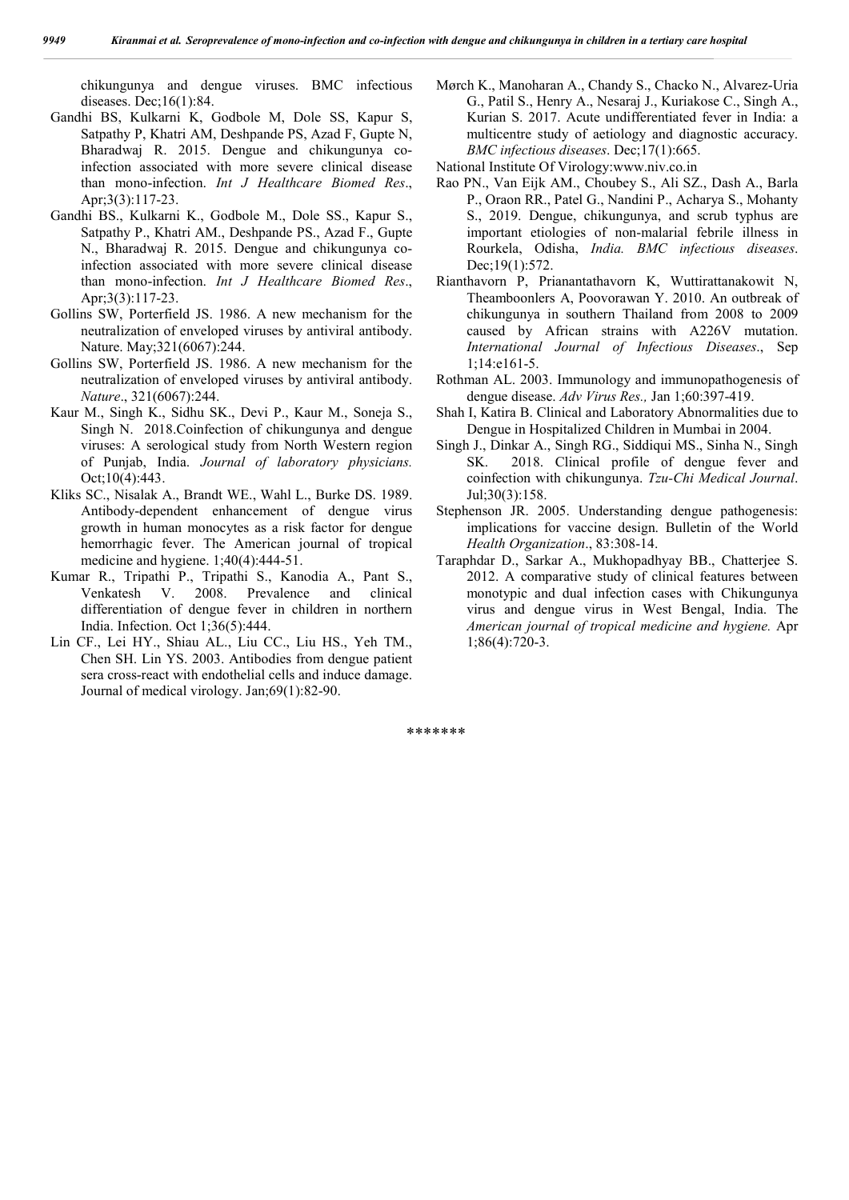chikungunya and dengue viruses. BMC infectious diseases. Dec;16(1):84.

Gandhi BS, Kulkarni K, Godbole M, Dole SS, Kapur S, Satpathy P, Khatri AM, Deshpande PS, Azad F, Gupte N, Bharadwaj R. 2015. Dengue and chikungunya co-infection associated with more severe clinical disease than mono-infection. *Int J Healthcare Biomed Res*., Apr;3(3):117-23.

Gandhi BS., Kulkarni K., Godbole M., Dole SS., Kapur S., Satpathy P., Khatri AM., Deshpande PS., Azad F., Gupte N., Bharadwaj R. 2015. Dengue and chikungunya co-infection associated with more severe clinical disease than mono-infection. *Int J Healthcare Biomed Res*., Apr;3(3):117-23.

Gollins SW, Porterfield JS. 1986. A new mechanism for the neutralization of enveloped viruses by antiviral antibody. Nature. May;321(6067):244.

Gollins SW, Porterfield JS. 1986. A new mechanism for the neutralization of enveloped viruses by antiviral antibody. *Nature*., 321(6067):244.

Kaur M., Singh K., Sidhu SK., Devi P., Kaur M., Soneja S., Singh N. 2018.Coinfection of chikungunya and dengue viruses: A serological study from North Western region of Punjab, India. *Journal of laboratory physicians.* Oct;10(4):443.

Kliks SC., Nisalak A., Brandt WE., Wahl L., Burke DS. 1989. Antibody-dependent enhancement of dengue virus growth in human monocytes as a risk factor for dengue hemorrhagic fever. The American journal of tropical medicine and hygiene. 1;40(4):444-51.

Kumar R., Tripathi P., Tripathi S., Kanodia A., Pant S., Venkatesh V. 2008. Prevalence and clinical differentiation of dengue fever in children in northern India. Infection. Oct 1;36(5):444.

Lin CF., Lei HY., Shiau AL., Liu CC., Liu HS., Yeh TM., Chen SH. Lin YS. 2003. Antibodies from dengue patient sera cross-react with endothelial cells and induce damage. Journal of medical virology. Jan;69(1):82-90.

Mørch K., Manoharan A., Chandy S., Chacko N., Alvarez-Uria G., Patil S., Henry A., Nesaraj J., Kuriakose C., Singh A., Kurian S. 2017. Acute undifferentiated fever in India: a multicentre study of aetiology and diagnostic accuracy. *BMC infectious diseases*. Dec;17(1):665.

National Institute Of Virology:www.niv.co.in

Rao PN., Van Eijk AM., Choubey S., Ali SZ., Dash A., Barla P., Oraon RR., Patel G., Nandini P., Acharya S., Mohanty S., 2019. Dengue, chikungunya, and scrub typhus are important etiologies of non-malarial febrile illness in Rourkela, Odisha, *India. BMC infectious diseases*. Dec;19(1):572.

Rianthavorn P, Prianantathavorn K, Wuttirattanakowit N, Theamboonlers A, Poovorawan Y. 2010. An outbreak of chikungunya in southern Thailand from 2008 to 2009 caused by African strains with A226V mutation. *International Journal of Infectious Diseases*., Sep 1;14:e161-5.

Rothman AL. 2003. Immunology and immunopathogenesis of dengue disease. *Adv Virus Res.,* Jan 1;60:397-419.

Shah I, Katira B. Clinical and Laboratory Abnormalities due to Dengue in Hospitalized Children in Mumbai in 2004.

Singh J., Dinkar A., Singh RG., Siddiqui MS., Sinha N., Singh SK. 2018. Clinical profile of dengue fever and coinfection with chikungunya. *Tzu-Chi Medical Journal*. Jul;30(3):158.

Stephenson JR. 2005. Understanding dengue pathogenesis: implications for vaccine design. Bulletin of the World *Health Organization*., 83:308-14.

Taraphdar D., Sarkar A., Mukhopadhyay BB., Chatterjee S. 2012. A comparative study of clinical features between monotypic and dual infection cases with Chikungunya virus and dengue virus in West Bengal, India. The *American journal of tropical medicine and hygiene.* Apr 1;86(4):720-3.

*******